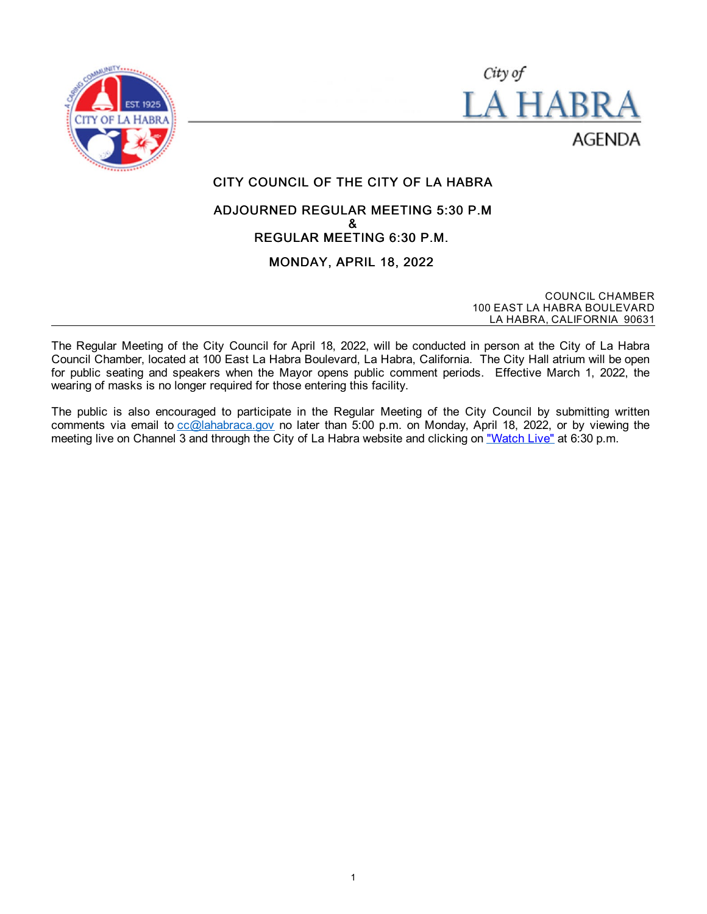City of

# LA HABRA

AGENDA

## CITY COUNCIL OF THE CITY OF LA HABRA

## ADJOURNED REGULAR MEETING 5:30 P.M
## &
## REGULAR MEETING 6:30 P.M.

## MONDAY, APRIL 18, 2022

COUNCIL CHAMBER
100 EAST LA HABRA BOULEVARD
LA HABRA, CALIFORNIA 90631

---

The Regular Meeting of the City Council for April 18, 2022, will be conducted in person at the City of La Habra Council Chamber, located at 100 East La Habra Boulevard, La Habra, California. The City Hall atrium will be open for public seating and speakers when the Mayor opens public comment periods. Effective March 1, 2022, the wearing of masks is no longer required for those entering this facility.

The public is also encouraged to participate in the Regular Meeting of the City Council by submitting written comments via email to cc@lahabraca.gov no later than 5:00 p.m. on Monday, April 18, 2022, or by viewing the meeting live on Channel 3 and through the City of La Habra website and clicking on "Watch Live" at 6:30 p.m.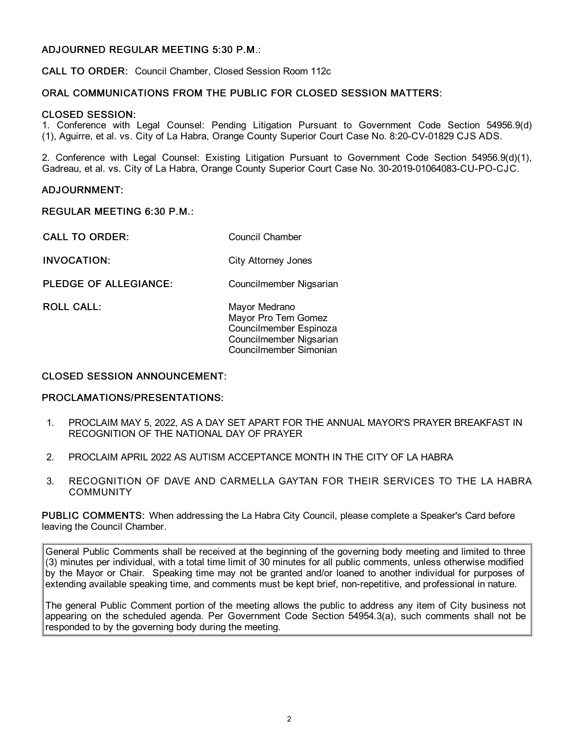**ADJOURNED REGULAR MEETING 5:30 P.M.**:

**CALL TO ORDER:** Council Chamber, Closed Session Room 112c

**ORAL COMMUNICATIONS FROM THE PUBLIC FOR CLOSED SESSION MATTERS:**

**CLOSED SESSION:**

1. Conference with Legal Counsel: Pending Litigation Pursuant to Government Code Section 54956.9(d)(1), Aguirre, et al. vs. City of La Habra, Orange County Superior Court Case No. 8:20-CV-01829 CJS ADS.

2. Conference with Legal Counsel: Existing Litigation Pursuant to Government Code Section 54956.9(d)(1), Gadreau, et al. vs. City of La Habra, Orange County Superior Court Case No. 30-2019-01064083-CU-PO-CJC.

**ADJOURNMENT:**

**REGULAR MEETING 6:30 P.M.:**

| | |
|---|---|
| **CALL TO ORDER:** | Council Chamber |
| **INVOCATION:** | City Attorney Jones |
| **PLEDGE OF ALLEGIANCE:** | Councilmember Nigsarian |
| **ROLL CALL:** | Mayor Medrano<br>Mayor Pro Tem Gomez<br>Councilmember Espinoza<br>Councilmember Nigsarian<br>Councilmember Simonian |

**CLOSED SESSION ANNOUNCEMENT:**

**PROCLAMATIONS/PRESENTATIONS:**

1. PROCLAIM MAY 5, 2022, AS A DAY SET APART FOR THE ANNUAL MAYOR'S PRAYER BREAKFAST IN RECOGNITION OF THE NATIONAL DAY OF PRAYER

2. PROCLAIM APRIL 2022 AS AUTISM ACCEPTANCE MONTH IN THE CITY OF LA HABRA

3. RECOGNITION OF DAVE AND CARMELLA GAYTAN FOR THEIR SERVICES TO THE LA HABRA COMMUNITY

**PUBLIC COMMENTS:** When addressing the La Habra City Council, please complete a Speaker's Card before leaving the Council Chamber.

General Public Comments shall be received at the beginning of the governing body meeting and limited to three (3) minutes per individual, with a total time limit of 30 minutes for all public comments, unless otherwise modified by the Mayor or Chair. Speaking time may not be granted and/or loaned to another individual for purposes of extending available speaking time, and comments must be kept brief, non-repetitive, and professional in nature.

The general Public Comment portion of the meeting allows the public to address any item of City business not appearing on the scheduled agenda. Per Government Code Section 54954.3(a), such comments shall not be responded to by the governing body during the meeting.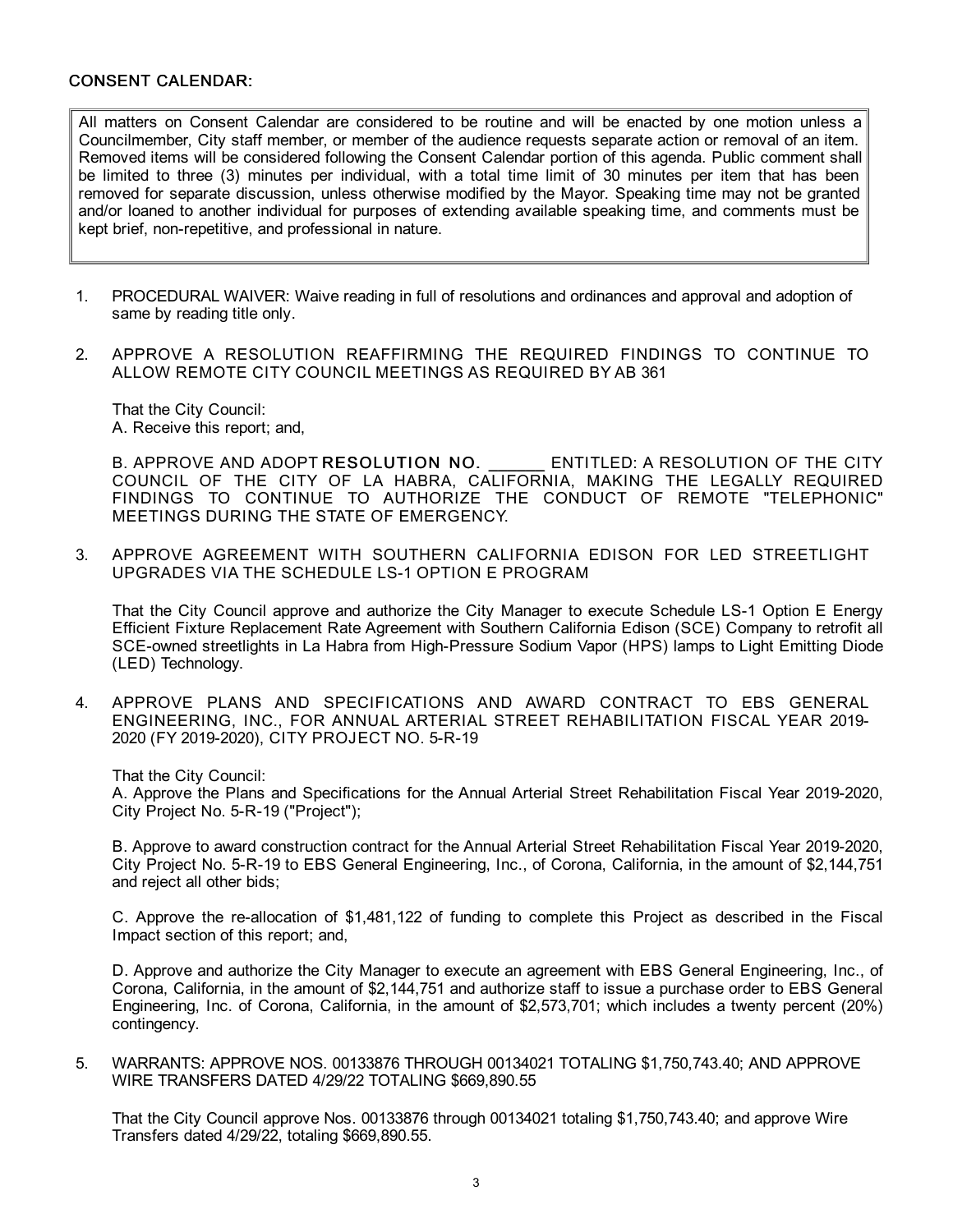## CONSENT CALENDAR:

All matters on Consent Calendar are considered to be routine and will be enacted by one motion unless a Councilmember, City staff member, or member of the audience requests separate action or removal of an item. Removed items will be considered following the Consent Calendar portion of this agenda. Public comment shall be limited to three (3) minutes per individual, with a total time limit of 30 minutes per item that has been removed for separate discussion, unless otherwise modified by the Mayor. Speaking time may not be granted and/or loaned to another individual for purposes of extending available speaking time, and comments must be kept brief, non-repetitive, and professional in nature.

1. PROCEDURAL WAIVER: Waive reading in full of resolutions and ordinances and approval and adoption of same by reading title only.

2. APPROVE A RESOLUTION REAFFIRMING THE REQUIRED FINDINGS TO CONTINUE TO ALLOW REMOTE CITY COUNCIL MEETINGS AS REQUIRED BY AB 361

   That the City Council:
   A. Receive this report; and,

   B. APPROVE AND ADOPT **RESOLUTION NO. ______** ENTITLED: A RESOLUTION OF THE CITY COUNCIL OF THE CITY OF LA HABRA, CALIFORNIA, MAKING THE LEGALLY REQUIRED FINDINGS TO CONTINUE TO AUTHORIZE THE CONDUCT OF REMOTE "TELEPHONIC" MEETINGS DURING THE STATE OF EMERGENCY.

3. APPROVE AGREEMENT WITH SOUTHERN CALIFORNIA EDISON FOR LED STREETLIGHT UPGRADES VIA THE SCHEDULE LS-1 OPTION E PROGRAM

   That the City Council approve and authorize the City Manager to execute Schedule LS-1 Option E Energy Efficient Fixture Replacement Rate Agreement with Southern California Edison (SCE) Company to retrofit all SCE-owned streetlights in La Habra from High-Pressure Sodium Vapor (HPS) lamps to Light Emitting Diode (LED) Technology.

4. APPROVE PLANS AND SPECIFICATIONS AND AWARD CONTRACT TO EBS GENERAL ENGINEERING, INC., FOR ANNUAL ARTERIAL STREET REHABILITATION FISCAL YEAR 2019-2020 (FY 2019-2020), CITY PROJECT NO. 5-R-19

   That the City Council:
   A. Approve the Plans and Specifications for the Annual Arterial Street Rehabilitation Fiscal Year 2019-2020, City Project No. 5-R-19 ("Project");

   B. Approve to award construction contract for the Annual Arterial Street Rehabilitation Fiscal Year 2019-2020, City Project No. 5-R-19 to EBS General Engineering, Inc., of Corona, California, in the amount of $2,144,751 and reject all other bids;

   C. Approve the re-allocation of $1,481,122 of funding to complete this Project as described in the Fiscal Impact section of this report; and,

   D. Approve and authorize the City Manager to execute an agreement with EBS General Engineering, Inc., of Corona, California, in the amount of $2,144,751 and authorize staff to issue a purchase order to EBS General Engineering, Inc. of Corona, California, in the amount of $2,573,701; which includes a twenty percent (20%) contingency.

5. WARRANTS: APPROVE NOS. 00133876 THROUGH 00134021 TOTALING $1,750,743.40; AND APPROVE WIRE TRANSFERS DATED 4/29/22 TOTALING $669,890.55

   That the City Council approve Nos. 00133876 through 00134021 totaling $1,750,743.40; and approve Wire Transfers dated 4/29/22, totaling $669,890.55.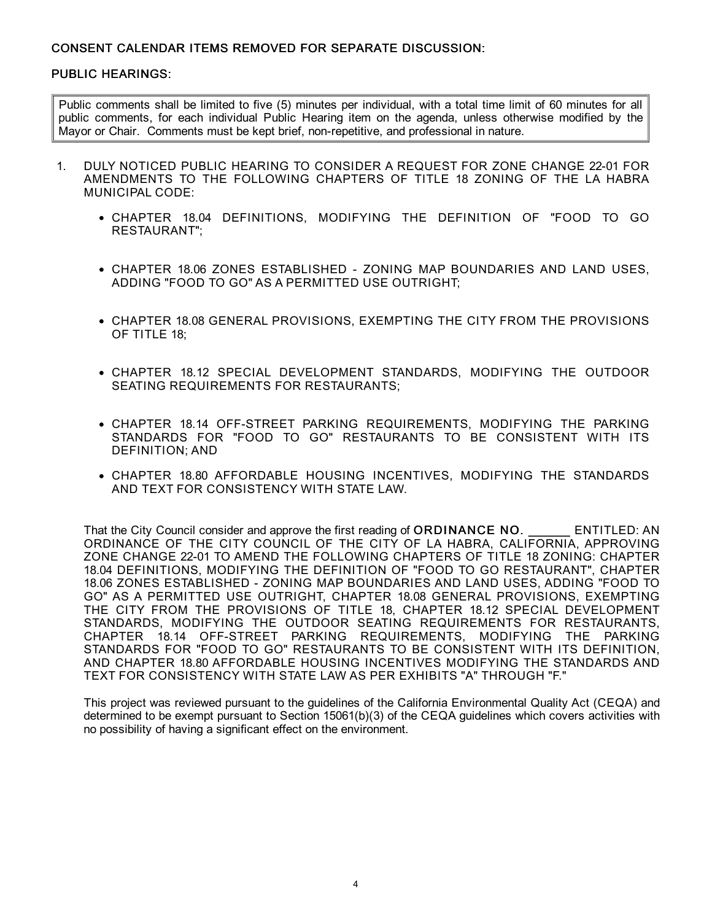## CONSENT CALENDAR ITEMS REMOVED FOR SEPARATE DISCUSSION:

## PUBLIC HEARINGS:

> Public comments shall be limited to five (5) minutes per individual, with a total time limit of 60 minutes for all public comments, for each individual Public Hearing item on the agenda, unless otherwise modified by the Mayor or Chair. Comments must be kept brief, non-repetitive, and professional in nature.

1. DULY NOTICED PUBLIC HEARING TO CONSIDER A REQUEST FOR ZONE CHANGE 22-01 FOR AMENDMENTS TO THE FOLLOWING CHAPTERS OF TITLE 18 ZONING OF THE LA HABRA MUNICIPAL CODE:

   - CHAPTER 18.04 DEFINITIONS, MODIFYING THE DEFINITION OF "FOOD TO GO RESTAURANT";
   - CHAPTER 18.06 ZONES ESTABLISHED - ZONING MAP BOUNDARIES AND LAND USES, ADDING "FOOD TO GO" AS A PERMITTED USE OUTRIGHT;
   - CHAPTER 18.08 GENERAL PROVISIONS, EXEMPTING THE CITY FROM THE PROVISIONS OF TITLE 18;
   - CHAPTER 18.12 SPECIAL DEVELOPMENT STANDARDS, MODIFYING THE OUTDOOR SEATING REQUIREMENTS FOR RESTAURANTS;
   - CHAPTER 18.14 OFF-STREET PARKING REQUIREMENTS, MODIFYING THE PARKING STANDARDS FOR "FOOD TO GO" RESTAURANTS TO BE CONSISTENT WITH ITS DEFINITION; AND
   - CHAPTER 18.80 AFFORDABLE HOUSING INCENTIVES, MODIFYING THE STANDARDS AND TEXT FOR CONSISTENCY WITH STATE LAW.

   That the City Council consider and approve the first reading of **ORDINANCE NO.** ______ ENTITLED: AN ORDINANCE OF THE CITY COUNCIL OF THE CITY OF LA HABRA, CALIFORNIA, APPROVING ZONE CHANGE 22-01 TO AMEND THE FOLLOWING CHAPTERS OF TITLE 18 ZONING: CHAPTER 18.04 DEFINITIONS, MODIFYING THE DEFINITION OF "FOOD TO GO RESTAURANT", CHAPTER 18.06 ZONES ESTABLISHED - ZONING MAP BOUNDARIES AND LAND USES, ADDING "FOOD TO GO" AS A PERMITTED USE OUTRIGHT, CHAPTER 18.08 GENERAL PROVISIONS, EXEMPTING THE CITY FROM THE PROVISIONS OF TITLE 18, CHAPTER 18.12 SPECIAL DEVELOPMENT STANDARDS, MODIFYING THE OUTDOOR SEATING REQUIREMENTS FOR RESTAURANTS, CHAPTER 18.14 OFF-STREET PARKING REQUIREMENTS, MODIFYING THE PARKING STANDARDS FOR "FOOD TO GO" RESTAURANTS TO BE CONSISTENT WITH ITS DEFINITION, AND CHAPTER 18.80 AFFORDABLE HOUSING INCENTIVES MODIFYING THE STANDARDS AND TEXT FOR CONSISTENCY WITH STATE LAW AS PER EXHIBITS "A" THROUGH "F."

   This project was reviewed pursuant to the guidelines of the California Environmental Quality Act (CEQA) and determined to be exempt pursuant to Section 15061(b)(3) of the CEQA guidelines which covers activities with no possibility of having a significant effect on the environment.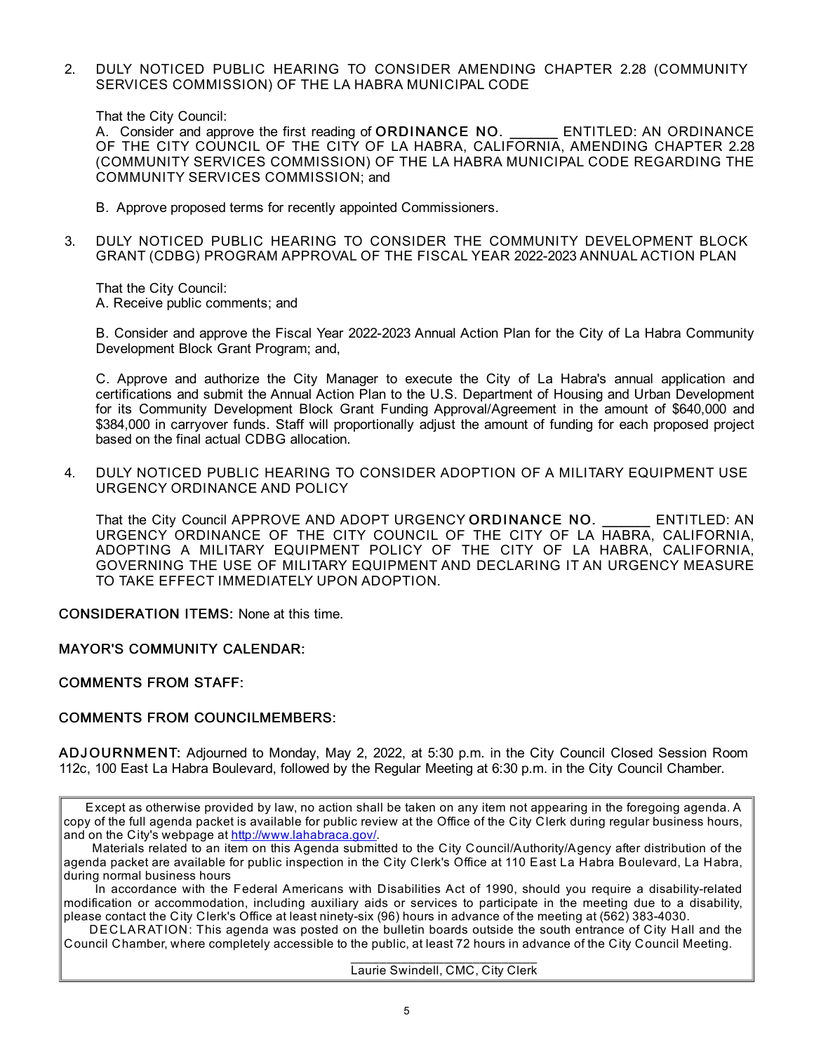2. DULY NOTICED PUBLIC HEARING TO CONSIDER AMENDING CHAPTER 2.28 (COMMUNITY SERVICES COMMISSION) OF THE LA HABRA MUNICIPAL CODE

   That the City Council:
   A. Consider and approve the first reading of **ORDINANCE NO. ______** ENTITLED: AN ORDINANCE OF THE CITY COUNCIL OF THE CITY OF LA HABRA, CALIFORNIA, AMENDING CHAPTER 2.28 (COMMUNITY SERVICES COMMISSION) OF THE LA HABRA MUNICIPAL CODE REGARDING THE COMMUNITY SERVICES COMMISSION; and

   B. Approve proposed terms for recently appointed Commissioners.

3. DULY NOTICED PUBLIC HEARING TO CONSIDER THE COMMUNITY DEVELOPMENT BLOCK GRANT (CDBG) PROGRAM APPROVAL OF THE FISCAL YEAR 2022-2023 ANNUAL ACTION PLAN

   That the City Council:
   A. Receive public comments; and

   B. Consider and approve the Fiscal Year 2022-2023 Annual Action Plan for the City of La Habra Community Development Block Grant Program; and,

   C. Approve and authorize the City Manager to execute the City of La Habra's annual application and certifications and submit the Annual Action Plan to the U.S. Department of Housing and Urban Development for its Community Development Block Grant Funding Approval/Agreement in the amount of $640,000 and $384,000 in carryover funds. Staff will proportionally adjust the amount of funding for each proposed project based on the final actual CDBG allocation.

4. DULY NOTICED PUBLIC HEARING TO CONSIDER ADOPTION OF A MILITARY EQUIPMENT USE URGENCY ORDINANCE AND POLICY

   That the City Council APPROVE AND ADOPT URGENCY **ORDINANCE NO. ______** ENTITLED: AN URGENCY ORDINANCE OF THE CITY COUNCIL OF THE CITY OF LA HABRA, CALIFORNIA, ADOPTING A MILITARY EQUIPMENT POLICY OF THE CITY OF LA HABRA, CALIFORNIA, GOVERNING THE USE OF MILITARY EQUIPMENT AND DECLARING IT AN URGENCY MEASURE TO TAKE EFFECT IMMEDIATELY UPON ADOPTION.

**CONSIDERATION ITEMS:** None at this time.

**MAYOR'S COMMUNITY CALENDAR:**

**COMMENTS FROM STAFF:**

**COMMENTS FROM COUNCILMEMBERS:**

**ADJOURNMENT:** Adjourned to Monday, May 2, 2022, at 5:30 p.m. in the City Council Closed Session Room 112c, 100 East La Habra Boulevard, followed by the Regular Meeting at 6:30 p.m. in the City Council Chamber.

Except as otherwise provided by law, no action shall be taken on any item not appearing in the foregoing agenda. A copy of the full agenda packet is available for public review at the Office of the City Clerk during regular business hours, and on the City's webpage at http://www.lahabraca.gov/.

Materials related to an item on this Agenda submitted to the City Council/Authority/Agency after distribution of the agenda packet are available for public inspection in the City Clerk's Office at 110 East La Habra Boulevard, La Habra, during normal business hours

In accordance with the Federal Americans with Disabilities Act of 1990, should you require a disability-related modification or accommodation, including auxiliary aids or services to participate in the meeting due to a disability, please contact the City Clerk's Office at least ninety-six (96) hours in advance of the meeting at (562) 383-4030.

DECLARATION: This agenda was posted on the bulletin boards outside the south entrance of City Hall and the Council Chamber, where completely accessible to the public, at least 72 hours in advance of the City Council Meeting.

_____________________________
Laurie Swindell, CMC, City Clerk